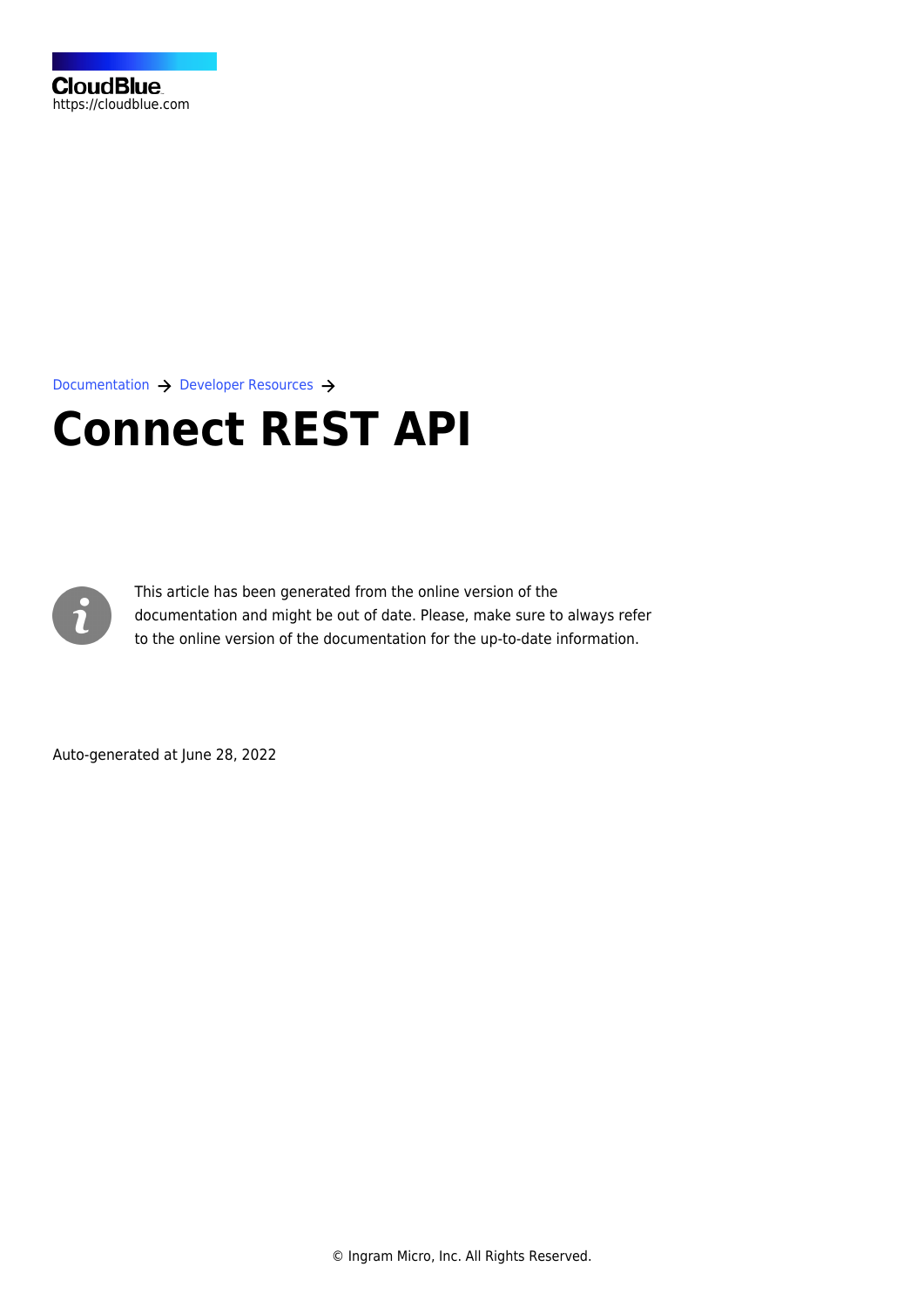CloudBlue
https://cloudblue.com

Documentation → Developer Resources →

# Connect REST API

This article has been generated from the online version of the documentation and might be out of date. Please, make sure to always refer to the online version of the documentation for the up-to-date information.

Auto-generated at June 28, 2022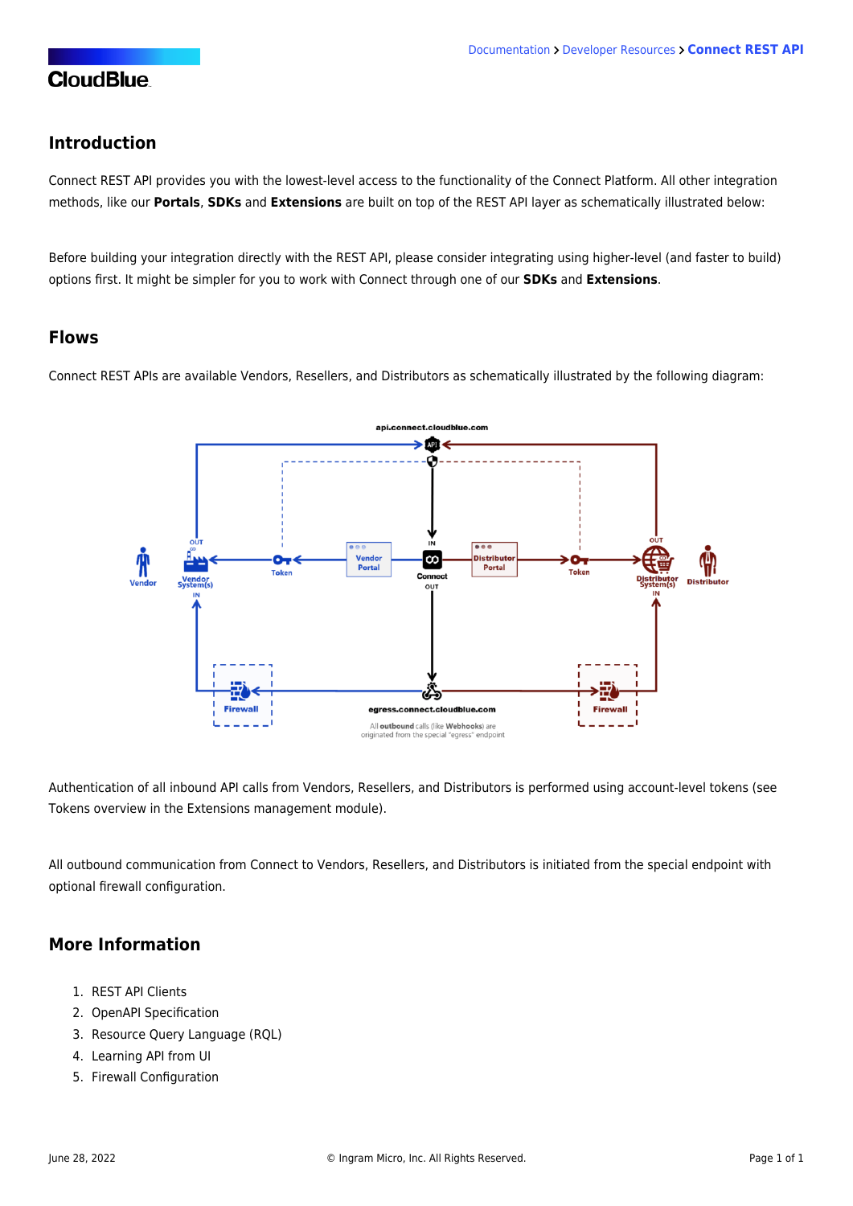## Introduction

Connect REST API provides you with the lowest-level access to the functionality of the Connect Platform. All other integration methods, like our **Portals**, **SDKs** and **Extensions** are built on top of the REST API layer as schematically illustrated below:

Before building your integration directly with the REST API, please consider integrating using higher-level (and faster to build) options first. It might be simpler for you to work with Connect through one of our **SDKs** and **Extensions**.

## Flows

Connect REST APIs are available Vendors, Resellers, and Distributors as schematically illustrated by the following diagram:

api.connect.cloudblue.com

Vendor

OUT

Vendor System(s)

IN

Token

Vendor Portal

IN

Connect

OUT

Distributor Portal

Token

OUT

Distributor System(s)

IN

Distributor

Firewall

egress.connect.cloudblue.com

All **outbound** calls (like **Webhooks**) are originated from the special "egress" endpoint

Firewall

Authentication of all inbound API calls from Vendors, Resellers, and Distributors is performed using account-level tokens (see Tokens overview in the Extensions management module).

All outbound communication from Connect to Vendors, Resellers, and Distributors is initiated from the special endpoint with optional firewall configuration.

## More Information

1. REST API Clients
2. OpenAPI Specification
3. Resource Query Language (RQL)
4. Learning API from UI
5. Firewall Configuration